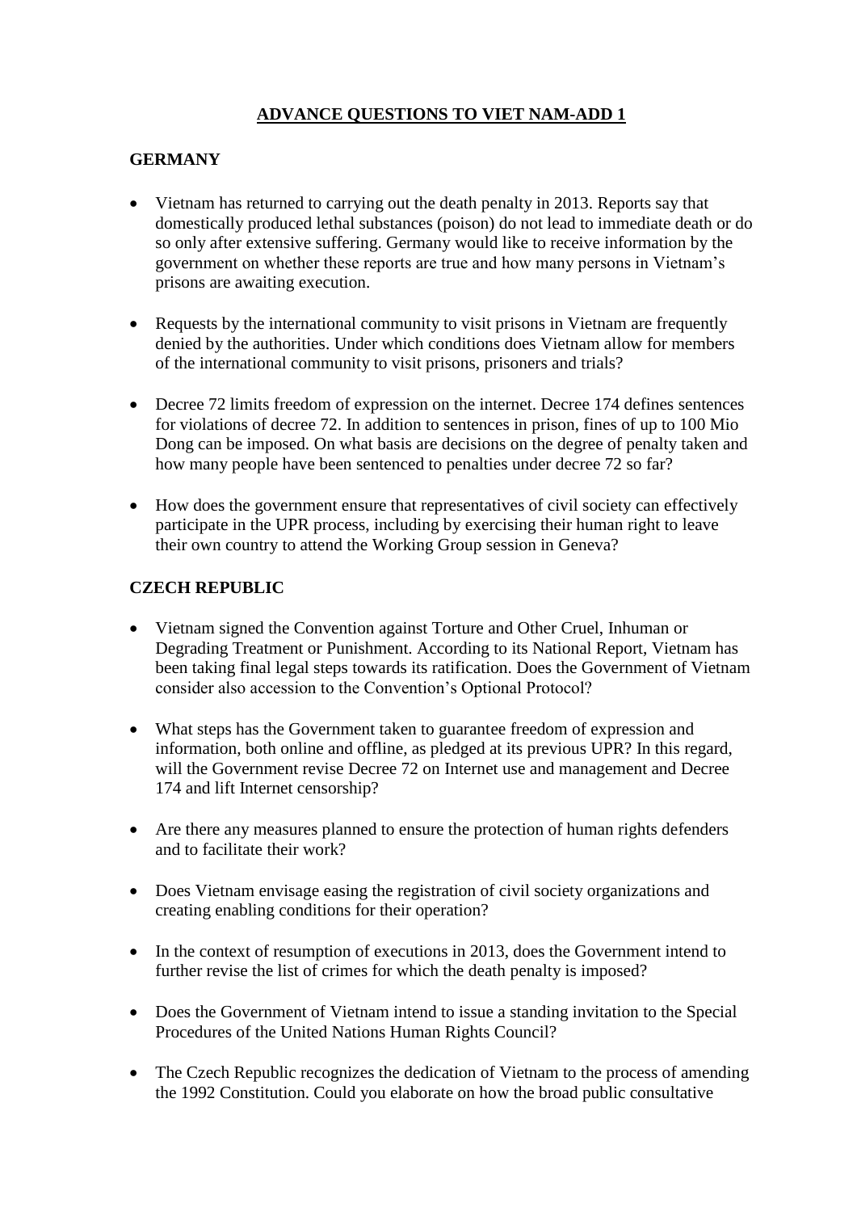# ADVANCE QUESTIONS TO VIET NAM-ADD 1

## GERMANY

- Vietnam has returned to carrying out the death penalty in 2013. Reports say that domestically produced lethal substances (poison) do not lead to immediate death or do so only after extensive suffering. Germany would like to receive information by the government on whether these reports are true and how many persons in Vietnam's prisons are awaiting execution.

- Requests by the international community to visit prisons in Vietnam are frequently denied by the authorities. Under which conditions does Vietnam allow for members of the international community to visit prisons, prisoners and trials?

- Decree 72 limits freedom of expression on the internet. Decree 174 defines sentences for violations of decree 72. In addition to sentences in prison, fines of up to 100 Mio Dong can be imposed. On what basis are decisions on the degree of penalty taken and how many people have been sentenced to penalties under decree 72 so far?

- How does the government ensure that representatives of civil society can effectively participate in the UPR process, including by exercising their human right to leave their own country to attend the Working Group session in Geneva?

## CZECH REPUBLIC

- Vietnam signed the Convention against Torture and Other Cruel, Inhuman or Degrading Treatment or Punishment. According to its National Report, Vietnam has been taking final legal steps towards its ratification. Does the Government of Vietnam consider also accession to the Convention's Optional Protocol?

- What steps has the Government taken to guarantee freedom of expression and information, both online and offline, as pledged at its previous UPR? In this regard, will the Government revise Decree 72 on Internet use and management and Decree 174 and lift Internet censorship?

- Are there any measures planned to ensure the protection of human rights defenders and to facilitate their work?

- Does Vietnam envisage easing the registration of civil society organizations and creating enabling conditions for their operation?

- In the context of resumption of executions in 2013, does the Government intend to further revise the list of crimes for which the death penalty is imposed?

- Does the Government of Vietnam intend to issue a standing invitation to the Special Procedures of the United Nations Human Rights Council?

- The Czech Republic recognizes the dedication of Vietnam to the process of amending the 1992 Constitution. Could you elaborate on how the broad public consultative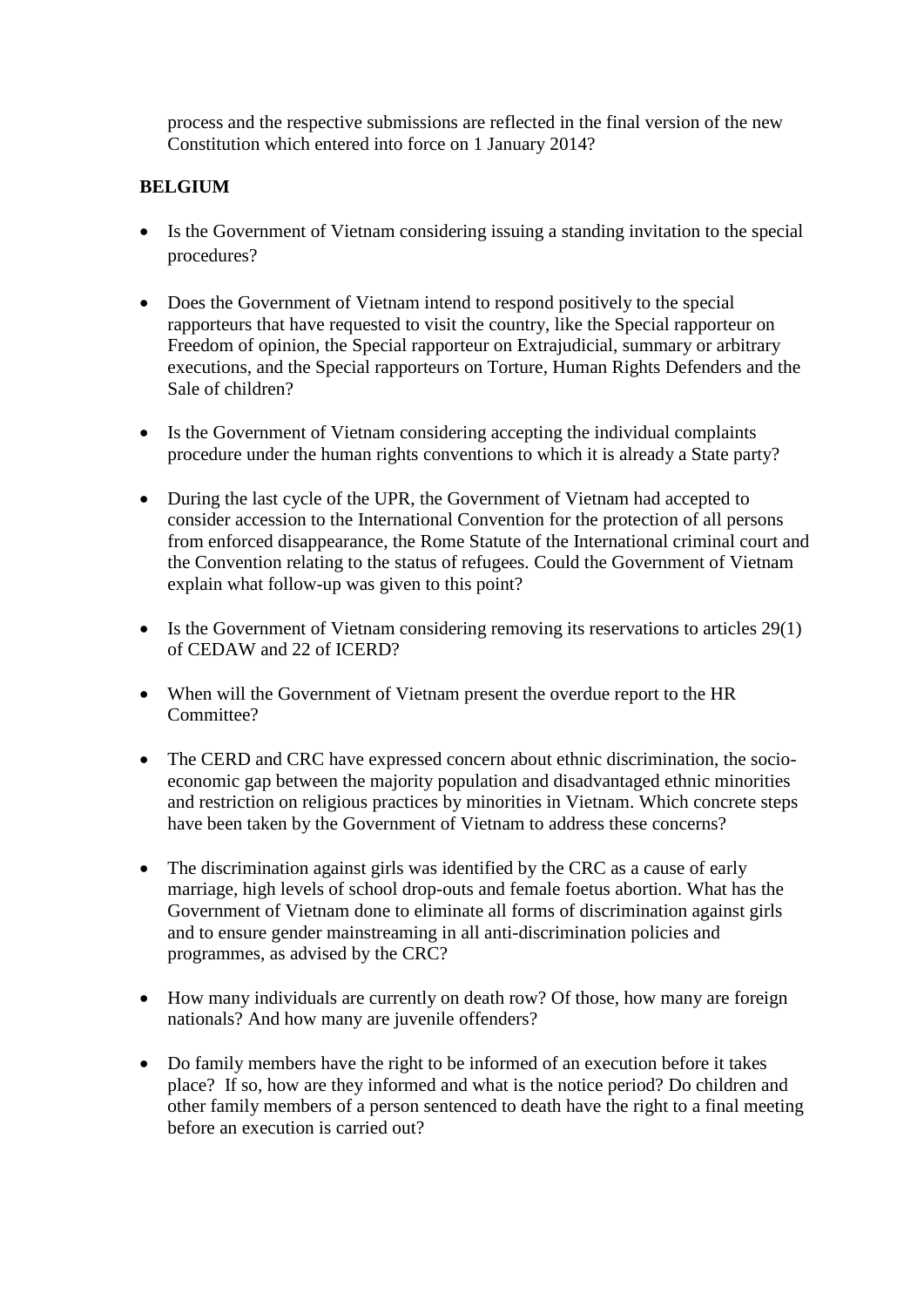process and the respective submissions are reflected in the final version of the new Constitution which entered into force on 1 January 2014?

**BELGIUM**

- Is the Government of Vietnam considering issuing a standing invitation to the special procedures?

- Does the Government of Vietnam intend to respond positively to the special rapporteurs that have requested to visit the country, like the Special rapporteur on Freedom of opinion, the Special rapporteur on Extrajudicial, summary or arbitrary executions, and the Special rapporteurs on Torture, Human Rights Defenders and the Sale of children?

- Is the Government of Vietnam considering accepting the individual complaints procedure under the human rights conventions to which it is already a State party?

- During the last cycle of the UPR, the Government of Vietnam had accepted to consider accession to the International Convention for the protection of all persons from enforced disappearance, the Rome Statute of the International criminal court and the Convention relating to the status of refugees. Could the Government of Vietnam explain what follow-up was given to this point?

- Is the Government of Vietnam considering removing its reservations to articles 29(1) of CEDAW and 22 of ICERD?

- When will the Government of Vietnam present the overdue report to the HR Committee?

- The CERD and CRC have expressed concern about ethnic discrimination, the socio-economic gap between the majority population and disadvantaged ethnic minorities and restriction on religious practices by minorities in Vietnam. Which concrete steps have been taken by the Government of Vietnam to address these concerns?

- The discrimination against girls was identified by the CRC as a cause of early marriage, high levels of school drop-outs and female foetus abortion. What has the Government of Vietnam done to eliminate all forms of discrimination against girls and to ensure gender mainstreaming in all anti-discrimination policies and programmes, as advised by the CRC?

- How many individuals are currently on death row? Of those, how many are foreign nationals? And how many are juvenile offenders?

- Do family members have the right to be informed of an execution before it takes place? If so, how are they informed and what is the notice period? Do children and other family members of a person sentenced to death have the right to a final meeting before an execution is carried out?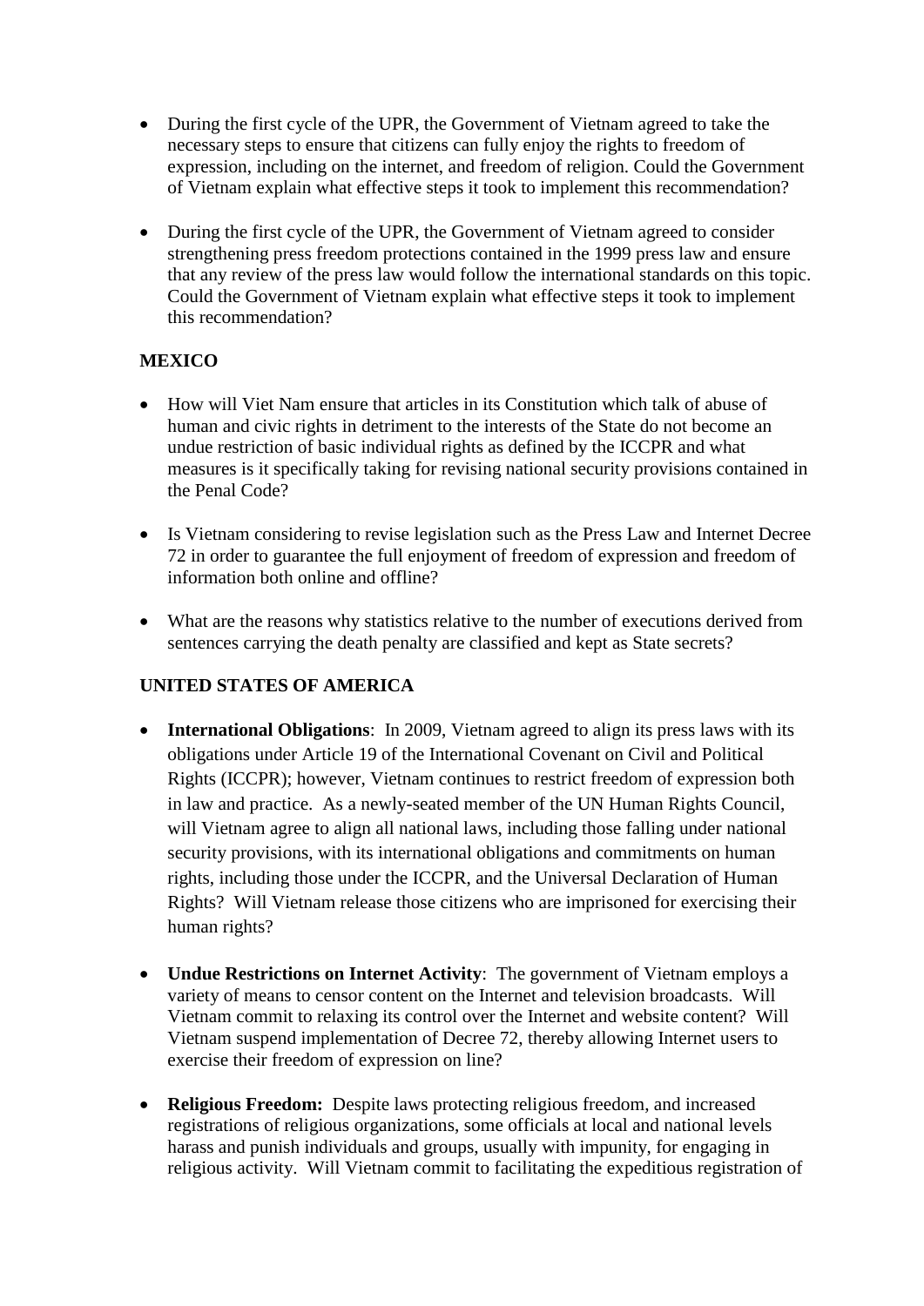- During the first cycle of the UPR, the Government of Vietnam agreed to take the necessary steps to ensure that citizens can fully enjoy the rights to freedom of expression, including on the internet, and freedom of religion. Could the Government of Vietnam explain what effective steps it took to implement this recommendation?

- During the first cycle of the UPR, the Government of Vietnam agreed to consider strengthening press freedom protections contained in the 1999 press law and ensure that any review of the press law would follow the international standards on this topic. Could the Government of Vietnam explain what effective steps it took to implement this recommendation?

**MEXICO**

- How will Viet Nam ensure that articles in its Constitution which talk of abuse of human and civic rights in detriment to the interests of the State do not become an undue restriction of basic individual rights as defined by the ICCPR and what measures is it specifically taking for revising national security provisions contained in the Penal Code?

- Is Vietnam considering to revise legislation such as the Press Law and Internet Decree 72 in order to guarantee the full enjoyment of freedom of expression and freedom of information both online and offline?

- What are the reasons why statistics relative to the number of executions derived from sentences carrying the death penalty are classified and kept as State secrets?

**UNITED STATES OF AMERICA**

- **International Obligations**: In 2009, Vietnam agreed to align its press laws with its obligations under Article 19 of the International Covenant on Civil and Political Rights (ICCPR); however, Vietnam continues to restrict freedom of expression both in law and practice. As a newly-seated member of the UN Human Rights Council, will Vietnam agree to align all national laws, including those falling under national security provisions, with its international obligations and commitments on human rights, including those under the ICCPR, and the Universal Declaration of Human Rights? Will Vietnam release those citizens who are imprisoned for exercising their human rights?

- **Undue Restrictions on Internet Activity**: The government of Vietnam employs a variety of means to censor content on the Internet and television broadcasts. Will Vietnam commit to relaxing its control over the Internet and website content? Will Vietnam suspend implementation of Decree 72, thereby allowing Internet users to exercise their freedom of expression on line?

- **Religious Freedom:** Despite laws protecting religious freedom, and increased registrations of religious organizations, some officials at local and national levels harass and punish individuals and groups, usually with impunity, for engaging in religious activity. Will Vietnam commit to facilitating the expeditious registration of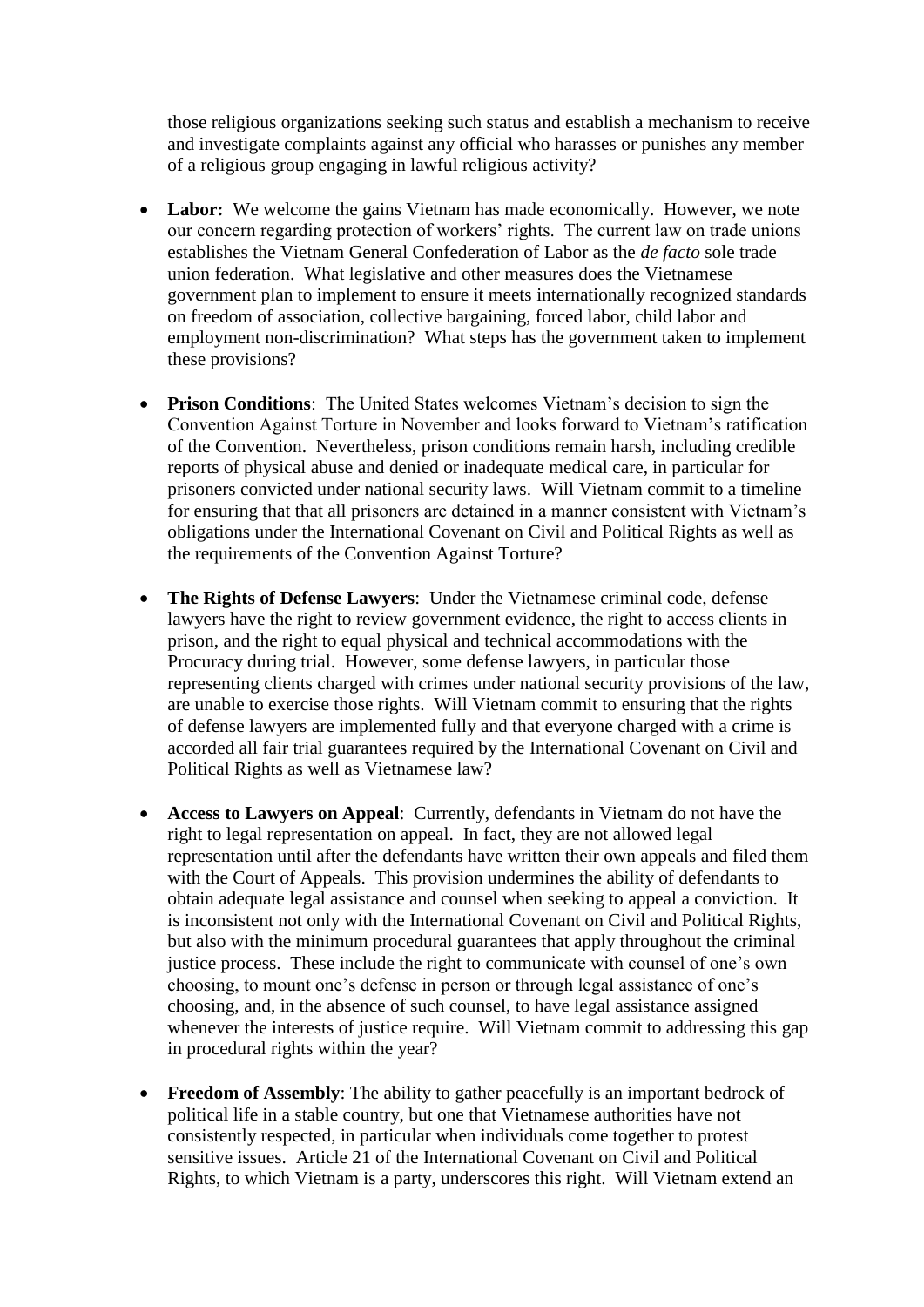those religious organizations seeking such status and establish a mechanism to receive and investigate complaints against any official who harasses or punishes any member of a religious group engaging in lawful religious activity?

- **Labor:** We welcome the gains Vietnam has made economically. However, we note our concern regarding protection of workers' rights. The current law on trade unions establishes the Vietnam General Confederation of Labor as the *de facto* sole trade union federation. What legislative and other measures does the Vietnamese government plan to implement to ensure it meets internationally recognized standards on freedom of association, collective bargaining, forced labor, child labor and employment non-discrimination? What steps has the government taken to implement these provisions?

- **Prison Conditions**: The United States welcomes Vietnam's decision to sign the Convention Against Torture in November and looks forward to Vietnam's ratification of the Convention. Nevertheless, prison conditions remain harsh, including credible reports of physical abuse and denied or inadequate medical care, in particular for prisoners convicted under national security laws. Will Vietnam commit to a timeline for ensuring that that all prisoners are detained in a manner consistent with Vietnam's obligations under the International Covenant on Civil and Political Rights as well as the requirements of the Convention Against Torture?

- **The Rights of Defense Lawyers**: Under the Vietnamese criminal code, defense lawyers have the right to review government evidence, the right to access clients in prison, and the right to equal physical and technical accommodations with the Procuracy during trial. However, some defense lawyers, in particular those representing clients charged with crimes under national security provisions of the law, are unable to exercise those rights. Will Vietnam commit to ensuring that the rights of defense lawyers are implemented fully and that everyone charged with a crime is accorded all fair trial guarantees required by the International Covenant on Civil and Political Rights as well as Vietnamese law?

- **Access to Lawyers on Appeal**: Currently, defendants in Vietnam do not have the right to legal representation on appeal. In fact, they are not allowed legal representation until after the defendants have written their own appeals and filed them with the Court of Appeals. This provision undermines the ability of defendants to obtain adequate legal assistance and counsel when seeking to appeal a conviction. It is inconsistent not only with the International Covenant on Civil and Political Rights, but also with the minimum procedural guarantees that apply throughout the criminal justice process. These include the right to communicate with counsel of one's own choosing, to mount one's defense in person or through legal assistance of one's choosing, and, in the absence of such counsel, to have legal assistance assigned whenever the interests of justice require. Will Vietnam commit to addressing this gap in procedural rights within the year?

- **Freedom of Assembly**: The ability to gather peacefully is an important bedrock of political life in a stable country, but one that Vietnamese authorities have not consistently respected, in particular when individuals come together to protest sensitive issues. Article 21 of the International Covenant on Civil and Political Rights, to which Vietnam is a party, underscores this right. Will Vietnam extend an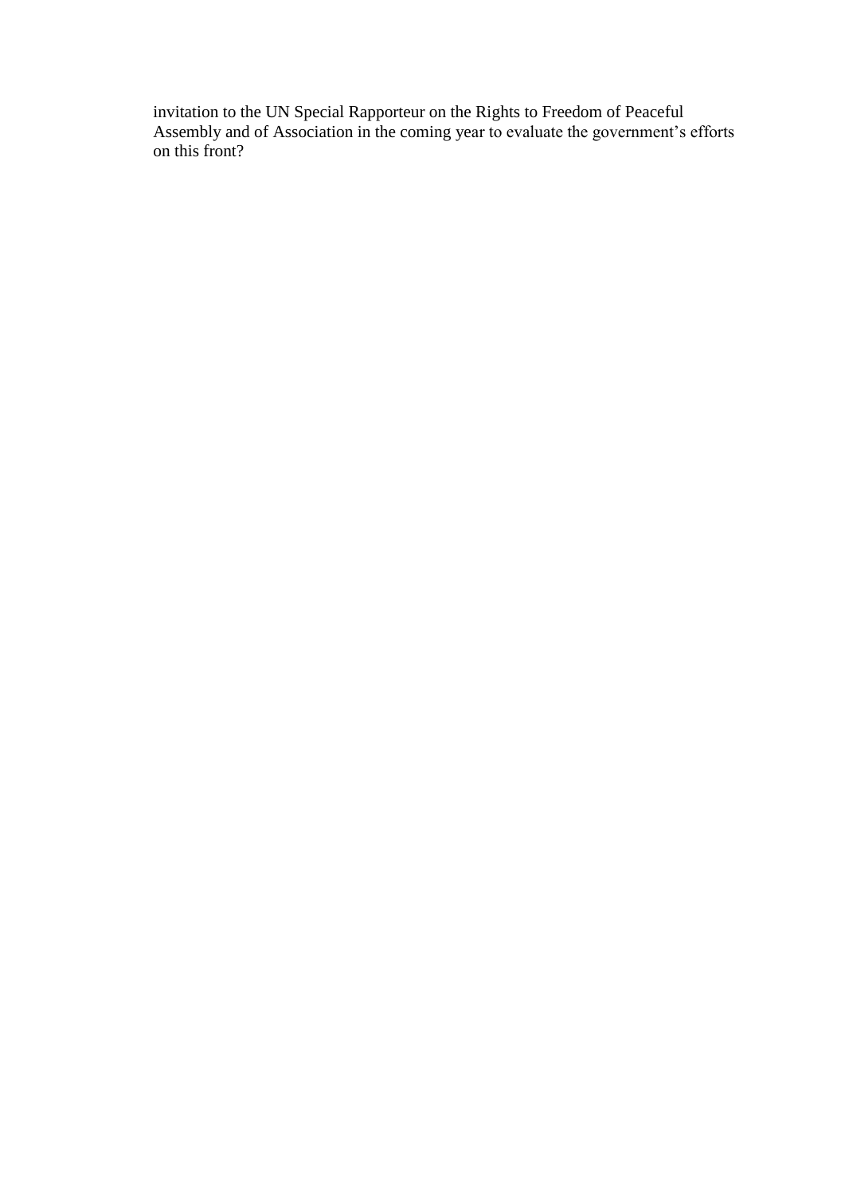invitation to the UN Special Rapporteur on the Rights to Freedom of Peaceful Assembly and of Association in the coming year to evaluate the government's efforts on this front?